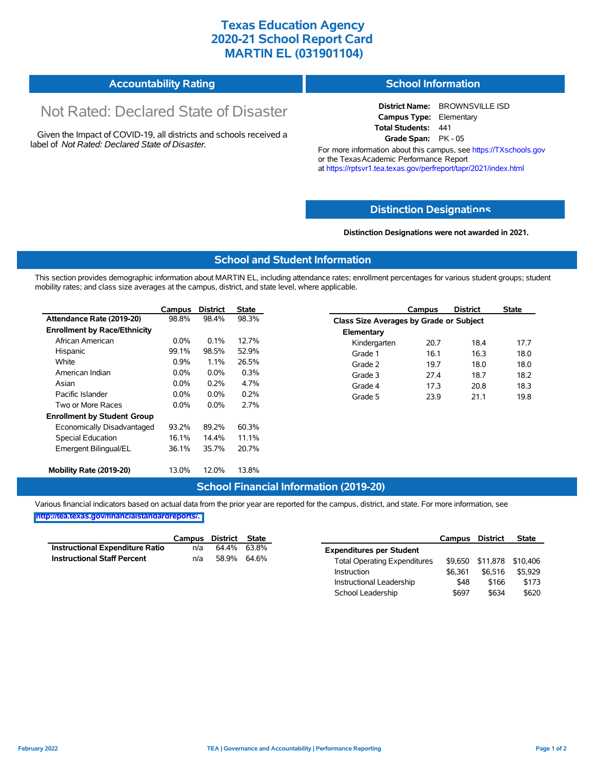# Texas Education Agency
# 2020-21 School Report Card
# MARTIN EL (031901104)

## Accountability Rating

Not Rated: Declared State of Disaster

Given the Impact of COVID-19, all districts and schools received a label of *Not Rated: Declared State of Disaster*.

## School Information

**District Name:** BROWNSVILLE ISD
**Campus Type:** Elementary
**Total Students:** 441
**Grade Span:** PK - 05

For more information about this campus, see https://TXschools.gov or the Texas Academic Performance Report at https://rptsvr1.tea.texas.gov/perfreport/tapr/2021/index.html

## Distinction Designations

**Distinction Designations were not awarded in 2021.**

## School and Student Information

This section provides demographic information about MARTIN EL, including attendance rates; enrollment percentages for various student groups; student mobility rates; and class size averages at the campus, district, and state level, where applicable.

| | Campus | District | State |
|---|---|---|---|
| **Attendance Rate (2019-20)** | 98.8% | 98.4% | 98.3% |
| **Enrollment by Race/Ethnicity** | | | |
| African American | 0.0% | 0.1% | 12.7% |
| Hispanic | 99.1% | 98.5% | 52.9% |
| White | 0.9% | 1.1% | 26.5% |
| American Indian | 0.0% | 0.0% | 0.3% |
| Asian | 0.0% | 0.2% | 4.7% |
| Pacific Islander | 0.0% | 0.0% | 0.2% |
| Two or More Races | 0.0% | 0.0% | 2.7% |
| **Enrollment by Student Group** | | | |
| Economically Disadvantaged | 93.2% | 89.2% | 60.3% |
| Special Education | 16.1% | 14.4% | 11.1% |
| Emergent Bilingual/EL | 36.1% | 35.7% | 20.7% |
| **Mobility Rate (2019-20)** | 13.0% | 12.0% | 13.8% |

| | Campus | District | State |
|---|---|---|---|
| **Class Size Averages by Grade or Subject** | | | |
| **Elementary** | | | |
| Kindergarten | 20.7 | 18.4 | 17.7 |
| Grade 1 | 16.1 | 16.3 | 18.0 |
| Grade 2 | 19.7 | 18.0 | 18.0 |
| Grade 3 | 27.4 | 18.7 | 18.2 |
| Grade 4 | 17.3 | 20.8 | 18.3 |
| Grade 5 | 23.9 | 21.1 | 19.8 |

## School Financial Information (2019-20)

Various financial indicators based on actual data from the prior year are reported for the campus, district, and state. For more information, see http://tea.texas.gov/financialstandardreports/.

| | Campus | District | State |
|---|---|---|---|
| **Instructional Expenditure Ratio** | n/a | 64.4% | 63.8% |
| **Instructional Staff Percent** | n/a | 58.9% | 64.6% |

| | Campus | District | State |
|---|---|---|---|
| **Expenditures per Student** | | | |
| Total Operating Expenditures | $9,650 | $11,878 | $10,406 |
| Instruction | $6,361 | $6,516 | $5,929 |
| Instructional Leadership | $48 | $166 | $173 |
| School Leadership | $697 | $634 | $620 |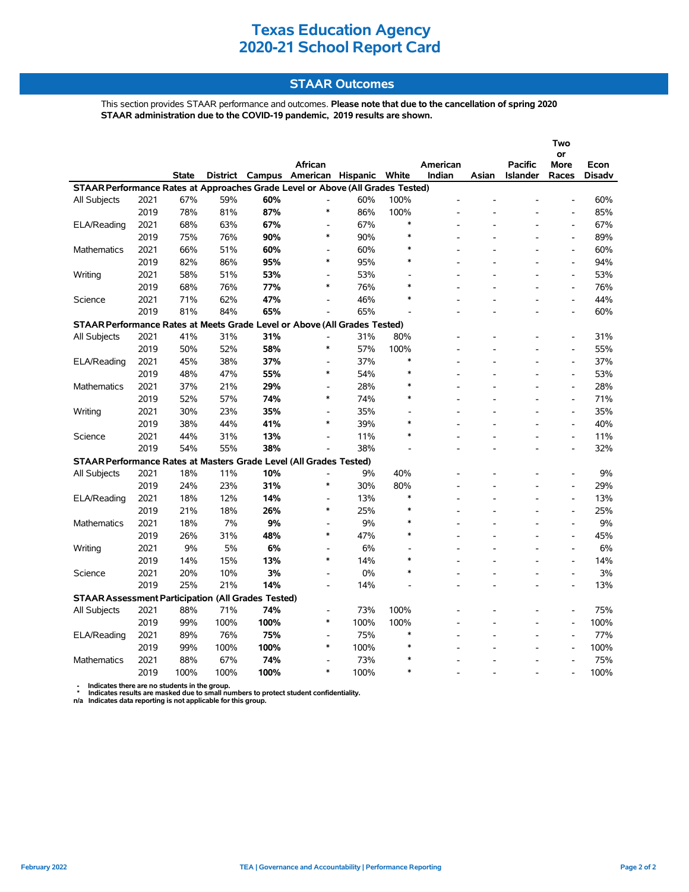# Texas Education Agency
# 2020-21 School Report Card

## STAAR Outcomes

This section provides STAAR performance and outcomes. **Please note that due to the cancellation of spring 2020 STAAR administration due to the COVID-19 pandemic, 2019 results are shown.**

| | | State | District | Campus | African American | Hispanic | White | American Indian | Asian | Pacific Islander | Two or More Races | Econ Disadv |
|---|---|---|---|---|---|---|---|---|---|---|---|---|
| **STAAR Performance Rates at Approaches Grade Level or Above (All Grades Tested)** | | | | | | | | | | | | |
| All Subjects | 2021 | 67% | 59% | **60%** | - | 60% | 100% | - | - | - | - | 60% |
| | 2019 | 78% | 81% | **87%** | * | 86% | 100% | - | - | - | - | 85% |
| ELA/Reading | 2021 | 68% | 63% | **67%** | - | 67% | * | - | - | - | - | 67% |
| | 2019 | 75% | 76% | **90%** | * | 90% | * | - | - | - | - | 89% |
| Mathematics | 2021 | 66% | 51% | **60%** | - | 60% | * | - | - | - | - | 60% |
| | 2019 | 82% | 86% | **95%** | * | 95% | * | - | - | - | - | 94% |
| Writing | 2021 | 58% | 51% | **53%** | - | 53% | - | - | - | - | - | 53% |
| | 2019 | 68% | 76% | **77%** | * | 76% | * | - | - | - | - | 76% |
| Science | 2021 | 71% | 62% | **47%** | - | 46% | * | - | - | - | - | 44% |
| | 2019 | 81% | 84% | **65%** | - | 65% | - | - | - | - | - | 60% |
| **STAAR Performance Rates at Meets Grade Level or Above (All Grades Tested)** | | | | | | | | | | | | |
| All Subjects | 2021 | 41% | 31% | **31%** | - | 31% | 80% | - | - | - | - | 31% |
| | 2019 | 50% | 52% | **58%** | * | 57% | 100% | - | - | - | - | 55% |
| ELA/Reading | 2021 | 45% | 38% | **37%** | - | 37% | * | - | - | - | - | 37% |
| | 2019 | 48% | 47% | **55%** | * | 54% | * | - | - | - | - | 53% |
| Mathematics | 2021 | 37% | 21% | **29%** | - | 28% | * | - | - | - | - | 28% |
| | 2019 | 52% | 57% | **74%** | * | 74% | * | - | - | - | - | 71% |
| Writing | 2021 | 30% | 23% | **35%** | - | 35% | - | - | - | - | - | 35% |
| | 2019 | 38% | 44% | **41%** | * | 39% | * | - | - | - | - | 40% |
| Science | 2021 | 44% | 31% | **13%** | - | 11% | * | - | - | - | - | 11% |
| | 2019 | 54% | 55% | **38%** | - | 38% | - | - | - | - | - | 32% |
| **STAAR Performance Rates at Masters Grade Level (All Grades Tested)** | | | | | | | | | | | | |
| All Subjects | 2021 | 18% | 11% | **10%** | - | 9% | 40% | - | - | - | - | 9% |
| | 2019 | 24% | 23% | **31%** | * | 30% | 80% | - | - | - | - | 29% |
| ELA/Reading | 2021 | 18% | 12% | **14%** | - | 13% | * | - | - | - | - | 13% |
| | 2019 | 21% | 18% | **26%** | * | 25% | * | - | - | - | - | 25% |
| Mathematics | 2021 | 18% | 7% | **9%** | - | 9% | * | - | - | - | - | 9% |
| | 2019 | 26% | 31% | **48%** | * | 47% | * | - | - | - | - | 45% |
| Writing | 2021 | 9% | 5% | **6%** | - | 6% | - | - | - | - | - | 6% |
| | 2019 | 14% | 15% | **13%** | * | 14% | * | - | - | - | - | 14% |
| Science | 2021 | 20% | 10% | **3%** | - | 0% | * | - | - | - | - | 3% |
| | 2019 | 25% | 21% | **14%** | - | 14% | - | - | - | - | - | 13% |
| **STAAR Assessment Participation (All Grades Tested)** | | | | | | | | | | | | |
| All Subjects | 2021 | 88% | 71% | **74%** | - | 73% | 100% | - | - | - | - | 75% |
| | 2019 | 99% | 100% | **100%** | * | 100% | 100% | - | - | - | - | 100% |
| ELA/Reading | 2021 | 89% | 76% | **75%** | - | 75% | * | - | - | - | - | 77% |
| | 2019 | 99% | 100% | **100%** | * | 100% | * | - | - | - | - | 100% |
| Mathematics | 2021 | 88% | 67% | **74%** | - | 73% | * | - | - | - | - | 75% |
| | 2019 | 100% | 100% | **100%** | * | 100% | * | - | - | - | - | 100% |

**-** Indicates there are no students in the group.
**\*** Indicates results are masked due to small numbers to protect student confidentiality.
**n/a** Indicates data reporting is not applicable for this group.